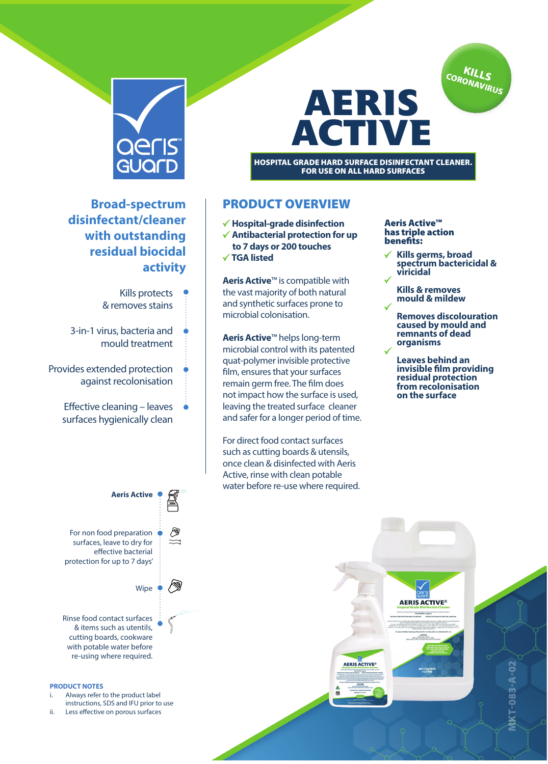KILLS CORONAVIRUS

# AERIS ACTIVE

**HOSPITAL GRADE HARD SURFACE DISINFECTANT CLEANER. FOR USE ON ALL HARD SURFACES**

## Broad-spectrum disinfectant/cleaner with outstanding residual biocidal activity

- Kills protects & removes stains
- 3-in-1 virus, bacteria and mould treatment
- Provides extended protection against recolonisation
- Effective cleaning – leaves surfaces hygienically clean

## PRODUCT OVERVIEW

- ✓ **Hospital-grade disinfection**
- ✓ **Antibacterial protection for up to 7 days or 200 touches**
- ✓ **TGA listed**

**Aeris Active**™ is compatible with the vast majority of both natural and synthetic surfaces prone to microbial colonisation.

**Aeris Active**™ helps long-term microbial control with its patented quat-polymer invisible protective film, ensures that your surfaces remain germ free. The film does not impact how the surface is used, leaving the treated surface cleaner and safer for a longer period of time.

For direct food contact surfaces such as cutting boards & utensils, once clean & disinfected with Aeris Active, rinse with clean potable water before re-use where required.

**Aeris Active™ has triple action benefits:**

- ✓ **Kills germs, broad spectrum bactericidal & viricidal**
- ✓ **Kills & removes mould & mildew**
- ✓ **Removes discolouration caused by mould and remnants of dead organisms**
- ✓ **Leaves behind an invisible film providing residual protection from recolonisation on the surface**

**Aeris Active**

For non food preparation surfaces, leave to dry for effective bacterial protection for up to 7 days'

Wipe

Rinse food contact surfaces & items such as utentils, cutting boards, cookware with potable water before re-using where required.

### PRODUCT NOTES

i. Always refer to the product label instructions, SDS and IFU prior to use

ii. Less effective on porous surfaces

MKT-083-A-02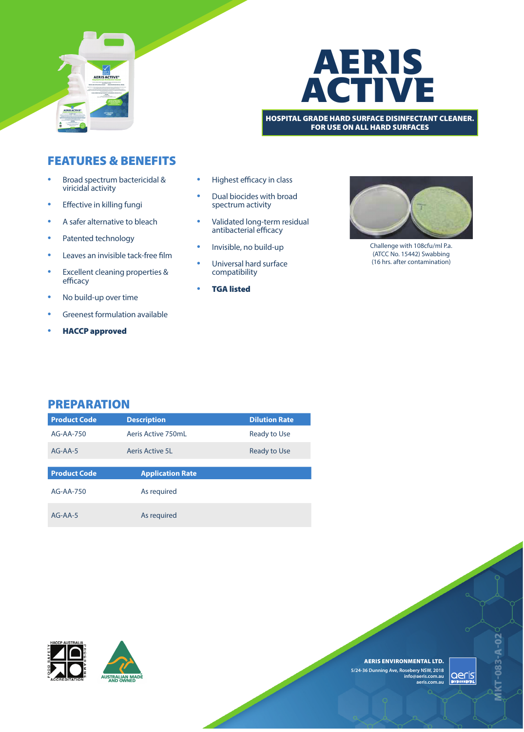# AERIS ACTIVE

**HOSPITAL GRADE HARD SURFACE DISINFECTANT CLEANER. FOR USE ON ALL HARD SURFACES**

## FEATURES & BENEFITS

- Broad spectrum bactericidal & viricidal activity
- Effective in killing fungi
- A safer alternative to bleach
- Patented technology
- Leaves an invisible tack-free film
- Excellent cleaning properties & efficacy
- No build-up over time
- Greenest formulation available
- **HACCP approved**
- Highest efficacy in class
- Dual biocides with broad spectrum activity
- Validated long-term residual antibacterial efficacy
- Invisible, no build-up
- Universal hard surface compatibility
- **TGA listed**

Challenge with 108cfu/ml P.a. (ATCC No. 15442) Swabbing (16 hrs. after contamination)

## PREPARATION

| Product Code | Description | Dilution Rate |
|---|---|---|
| AG-AA-750 | Aeris Active 750mL | Ready to Use |
| AG-AA-5 | Aeris Active 5L | Ready to Use |

| Product Code | Application Rate |
|---|---|
| AG-AA-750 | As required |
| AG-AA-5 | As required |

HACCP AUSTRALIA FOOD SAFETY PROGRAMME ACCREDITATION

AUSTRALIAN MADE AND OWNED

**AERIS ENVIRONMENTAL LTD.**
5/24-36 Dunning Ave, Rosebery NSW, 2018
info@aeris.com.au
aeris.com.au

MKT-083-A-02